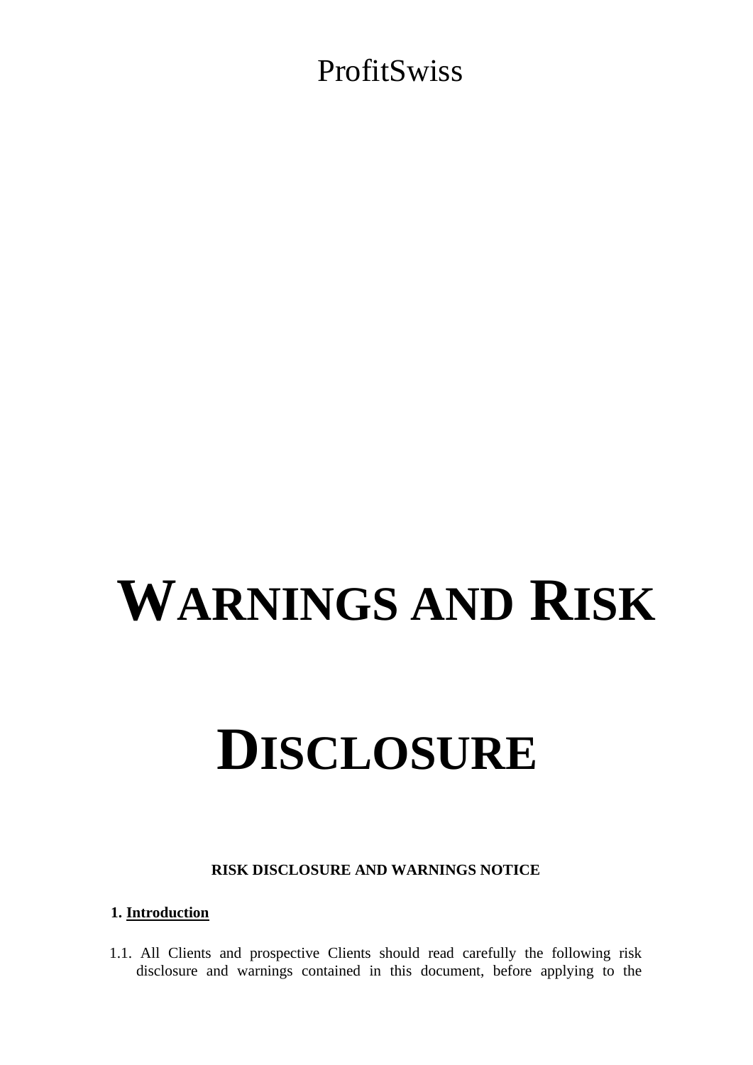ProfitSwiss

# WARNINGS AND RISK DISCLOSURE

**RISK DISCLOSURE AND WARNINGS NOTICE**

**1. Introduction**

1.1. All Clients and prospective Clients should read carefully the following risk disclosure and warnings contained in this document, before applying to the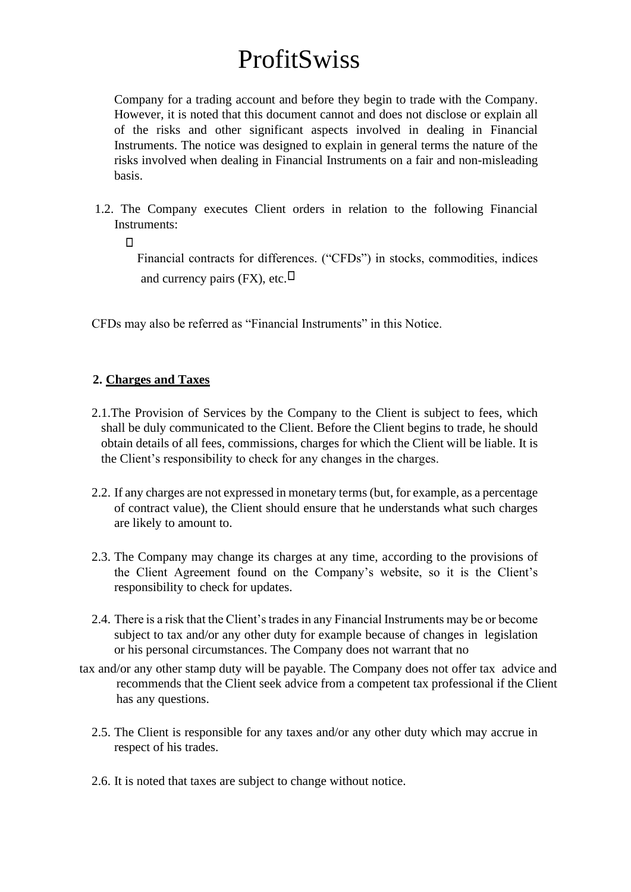Company for a trading account and before they begin to trade with the Company. However, it is noted that this document cannot and does not disclose or explain all of the risks and other significant aspects involved in dealing in Financial Instruments. The notice was designed to explain in general terms the nature of the risks involved when dealing in Financial Instruments on a fair and non-misleading basis.

1.2. The Company executes Client orders in relation to the following Financial Instruments:

- Financial contracts for differences. ("CFDs") in stocks, commodities, indices and currency pairs (FX), etc.

CFDs may also be referred as "Financial Instruments" in this Notice.

## 2. Charges and Taxes

2.1. The Provision of Services by the Company to the Client is subject to fees, which shall be duly communicated to the Client. Before the Client begins to trade, he should obtain details of all fees, commissions, charges for which the Client will be liable. It is the Client's responsibility to check for any changes in the charges.

2.2. If any charges are not expressed in monetary terms (but, for example, as a percentage of contract value), the Client should ensure that he understands what such charges are likely to amount to.

2.3. The Company may change its charges at any time, according to the provisions of the Client Agreement found on the Company's website, so it is the Client's responsibility to check for updates.

2.4. There is a risk that the Client's trades in any Financial Instruments may be or become subject to tax and/or any other duty for example because of changes in legislation or his personal circumstances. The Company does not warrant that no tax and/or any other stamp duty will be payable. The Company does not offer tax advice and recommends that the Client seek advice from a competent tax professional if the Client has any questions.

2.5. The Client is responsible for any taxes and/or any other duty which may accrue in respect of his trades.

2.6. It is noted that taxes are subject to change without notice.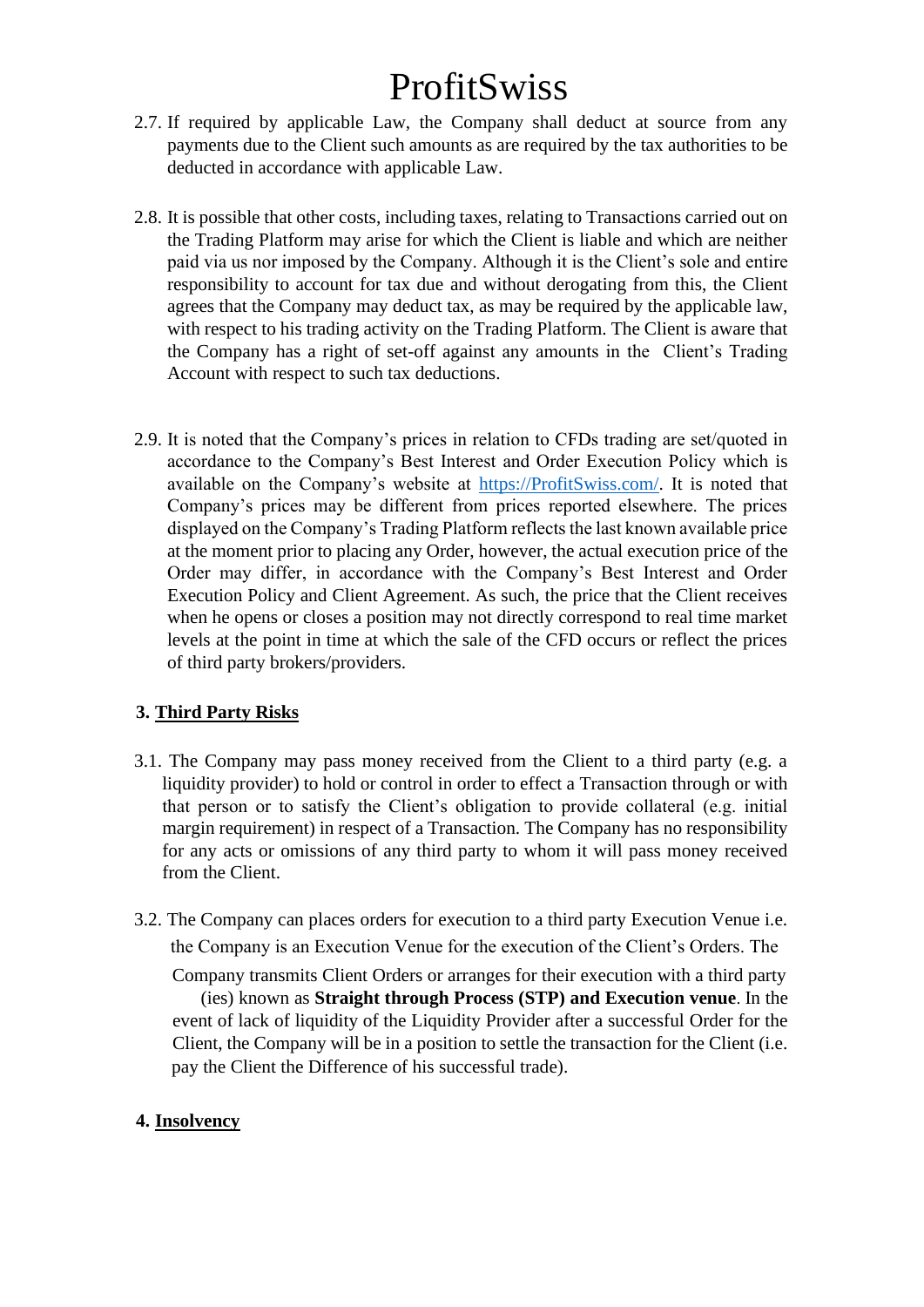2.7. If required by applicable Law, the Company shall deduct at source from any payments due to the Client such amounts as are required by the tax authorities to be deducted in accordance with applicable Law.

2.8. It is possible that other costs, including taxes, relating to Transactions carried out on the Trading Platform may arise for which the Client is liable and which are neither paid via us nor imposed by the Company. Although it is the Client's sole and entire responsibility to account for tax due and without derogating from this, the Client agrees that the Company may deduct tax, as may be required by the applicable law, with respect to his trading activity on the Trading Platform. The Client is aware that the Company has a right of set-off against any amounts in the Client's Trading Account with respect to such tax deductions.

2.9. It is noted that the Company's prices in relation to CFDs trading are set/quoted in accordance to the Company's Best Interest and Order Execution Policy which is available on the Company's website at https://ProfitSwiss.com/. It is noted that Company's prices may be different from prices reported elsewhere. The prices displayed on the Company's Trading Platform reflects the last known available price at the moment prior to placing any Order, however, the actual execution price of the Order may differ, in accordance with the Company's Best Interest and Order Execution Policy and Client Agreement. As such, the price that the Client receives when he opens or closes a position may not directly correspond to real time market levels at the point in time at which the sale of the CFD occurs or reflect the prices of third party brokers/providers.

## 3. Third Party Risks

3.1. The Company may pass money received from the Client to a third party (e.g. a liquidity provider) to hold or control in order to effect a Transaction through or with that person or to satisfy the Client's obligation to provide collateral (e.g. initial margin requirement) in respect of a Transaction. The Company has no responsibility for any acts or omissions of any third party to whom it will pass money received from the Client.

3.2. The Company can places orders for execution to a third party Execution Venue i.e. the Company is an Execution Venue for the execution of the Client's Orders. The Company transmits Client Orders or arranges for their execution with a third party (ies) known as **Straight through Process (STP) and Execution venue**. In the event of lack of liquidity of the Liquidity Provider after a successful Order for the Client, the Company will be in a position to settle the transaction for the Client (i.e. pay the Client the Difference of his successful trade).

## 4. Insolvency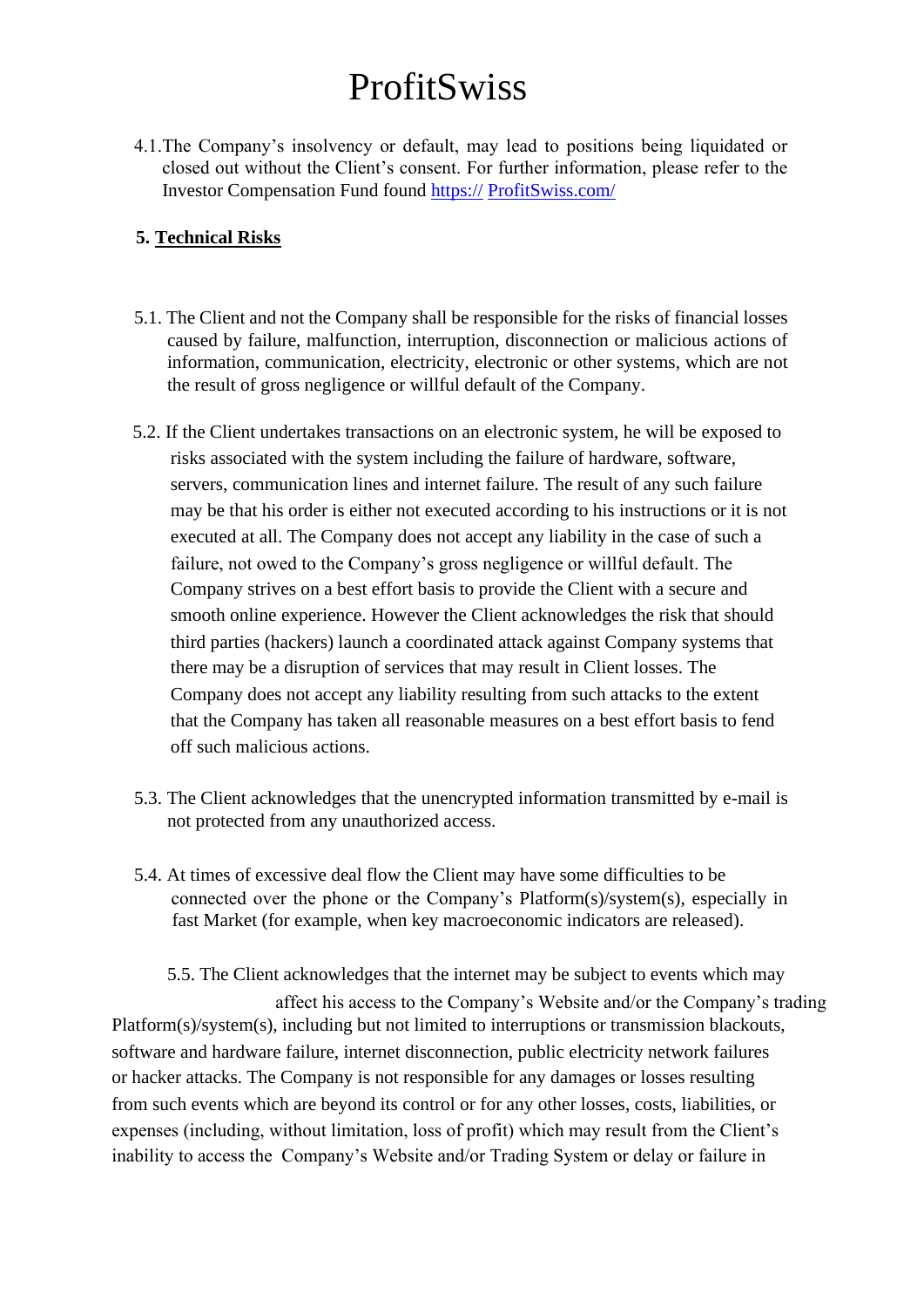# ProfitSwiss

4.1. The Company's insolvency or default, may lead to positions being liquidated or closed out without the Client's consent. For further information, please refer to the Investor Compensation Fund found https:// ProfitSwiss.com/

**5. Technical Risks**

5.1. The Client and not the Company shall be responsible for the risks of financial losses caused by failure, malfunction, interruption, disconnection or malicious actions of information, communication, electricity, electronic or other systems, which are not the result of gross negligence or willful default of the Company.

5.2. If the Client undertakes transactions on an electronic system, he will be exposed to risks associated with the system including the failure of hardware, software, servers, communication lines and internet failure. The result of any such failure may be that his order is either not executed according to his instructions or it is not executed at all. The Company does not accept any liability in the case of such a failure, not owed to the Company's gross negligence or willful default. The Company strives on a best effort basis to provide the Client with a secure and smooth online experience. However the Client acknowledges the risk that should third parties (hackers) launch a coordinated attack against Company systems that there may be a disruption of services that may result in Client losses. The Company does not accept any liability resulting from such attacks to the extent that the Company has taken all reasonable measures on a best effort basis to fend off such malicious actions.

5.3. The Client acknowledges that the unencrypted information transmitted by e-mail is not protected from any unauthorized access.

5.4. At times of excessive deal flow the Client may have some difficulties to be connected over the phone or the Company's Platform(s)/system(s), especially in fast Market (for example, when key macroeconomic indicators are released).

5.5. The Client acknowledges that the internet may be subject to events which may affect his access to the Company's Website and/or the Company's trading Platform(s)/system(s), including but not limited to interruptions or transmission blackouts, software and hardware failure, internet disconnection, public electricity network failures or hacker attacks. The Company is not responsible for any damages or losses resulting from such events which are beyond its control or for any other losses, costs, liabilities, or expenses (including, without limitation, loss of profit) which may result from the Client's inability to access the Company's Website and/or Trading System or delay or failure in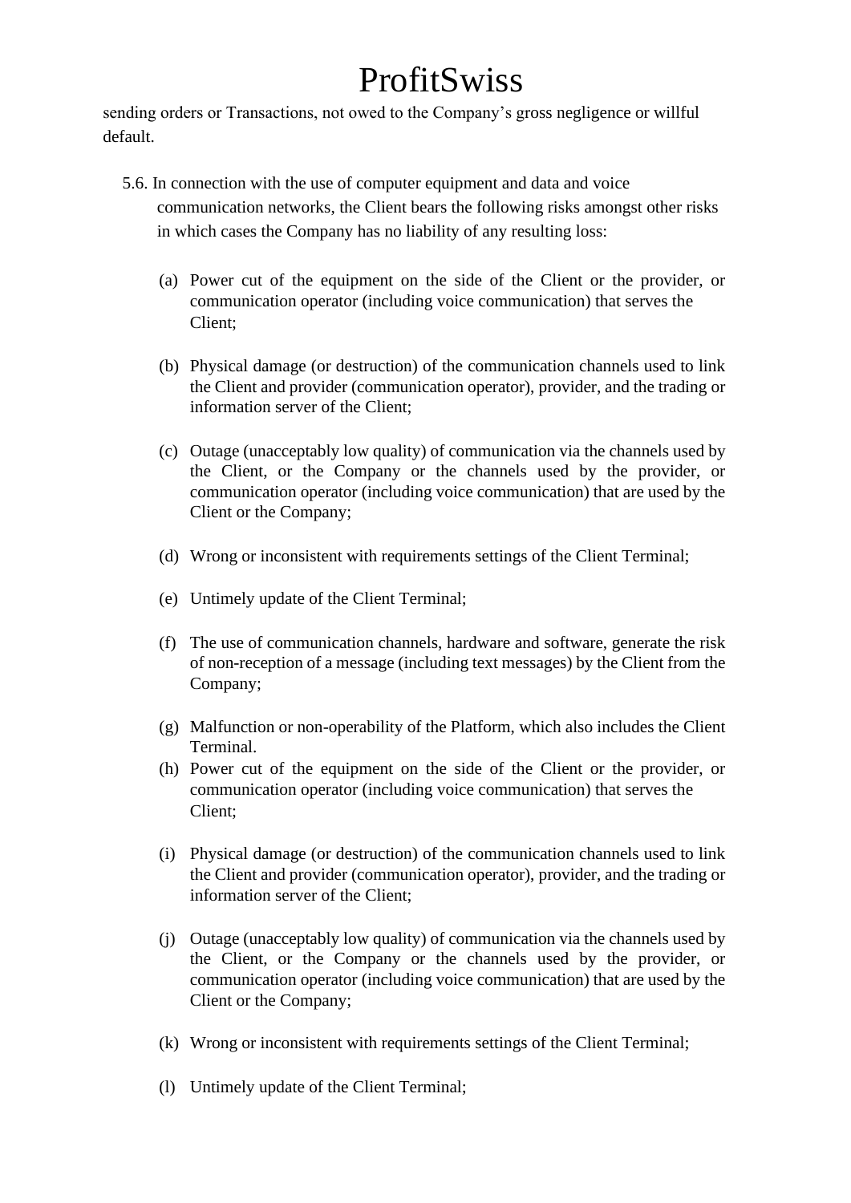sending orders or Transactions, not owed to the Company's gross negligence or willful default.

5.6. In connection with the use of computer equipment and data and voice communication networks, the Client bears the following risks amongst other risks in which cases the Company has no liability of any resulting loss:

(a) Power cut of the equipment on the side of the Client or the provider, or communication operator (including voice communication) that serves the Client;

(b) Physical damage (or destruction) of the communication channels used to link the Client and provider (communication operator), provider, and the trading or information server of the Client;

(c) Outage (unacceptably low quality) of communication via the channels used by the Client, or the Company or the channels used by the provider, or communication operator (including voice communication) that are used by the Client or the Company;

(d) Wrong or inconsistent with requirements settings of the Client Terminal;

(e) Untimely update of the Client Terminal;

(f) The use of communication channels, hardware and software, generate the risk of non-reception of a message (including text messages) by the Client from the Company;

(g) Malfunction or non-operability of the Platform, which also includes the Client Terminal.

(h) Power cut of the equipment on the side of the Client or the provider, or communication operator (including voice communication) that serves the Client;

(i) Physical damage (or destruction) of the communication channels used to link the Client and provider (communication operator), provider, and the trading or information server of the Client;

(j) Outage (unacceptably low quality) of communication via the channels used by the Client, or the Company or the channels used by the provider, or communication operator (including voice communication) that are used by the Client or the Company;

(k) Wrong or inconsistent with requirements settings of the Client Terminal;

(l) Untimely update of the Client Terminal;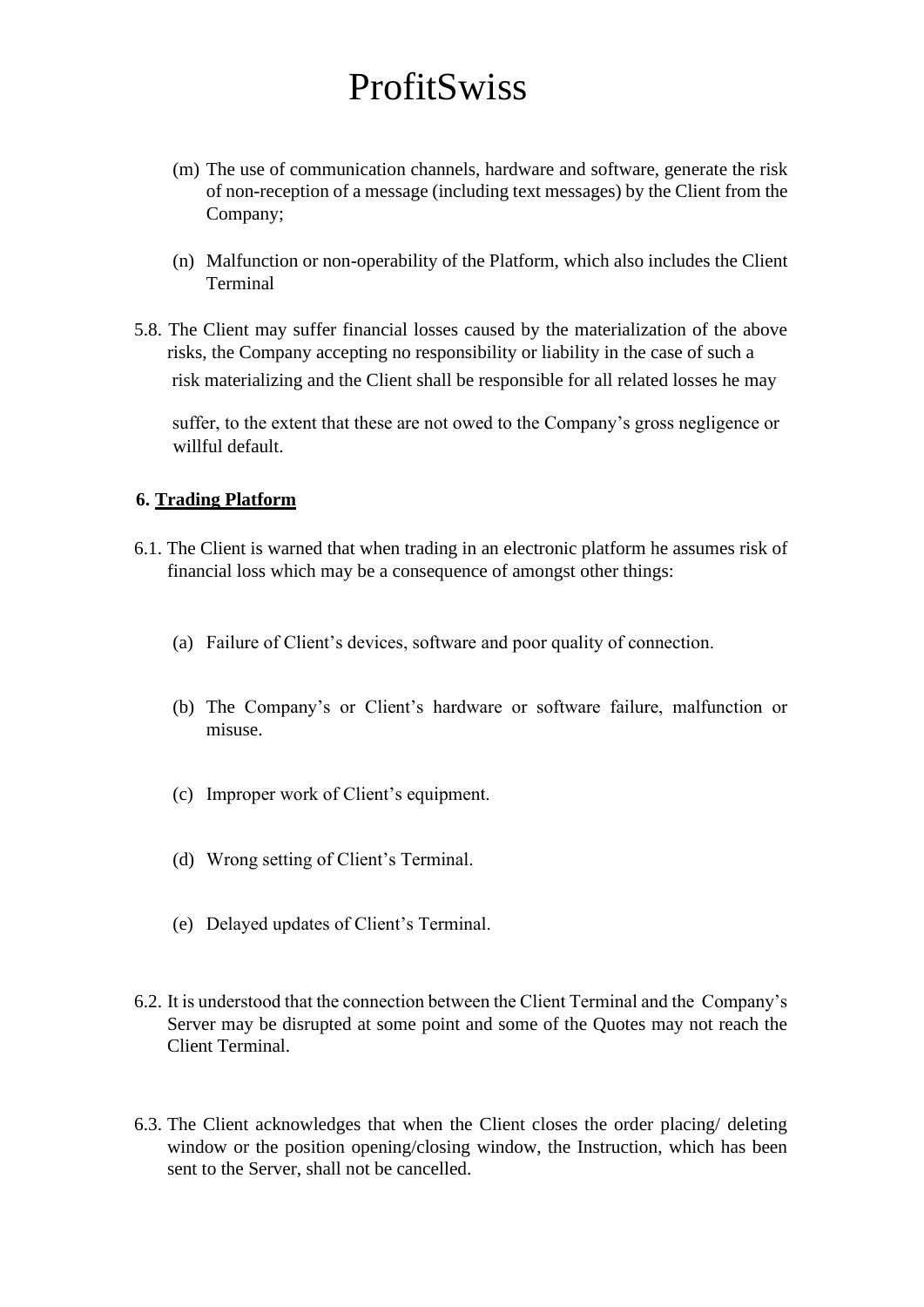(m) The use of communication channels, hardware and software, generate the risk of non-reception of a message (including text messages) by the Client from the Company;

(n) Malfunction or non-operability of the Platform, which also includes the Client Terminal

5.8. The Client may suffer financial losses caused by the materialization of the above risks, the Company accepting no responsibility or liability in the case of such a risk materializing and the Client shall be responsible for all related losses he may suffer, to the extent that these are not owed to the Company's gross negligence or willful default.

## 6. Trading Platform

6.1. The Client is warned that when trading in an electronic platform he assumes risk of financial loss which may be a consequence of amongst other things:

(a) Failure of Client's devices, software and poor quality of connection.

(b) The Company's or Client's hardware or software failure, malfunction or misuse.

(c) Improper work of Client's equipment.

(d) Wrong setting of Client's Terminal.

(e) Delayed updates of Client's Terminal.

6.2. It is understood that the connection between the Client Terminal and the Company's Server may be disrupted at some point and some of the Quotes may not reach the Client Terminal.

6.3. The Client acknowledges that when the Client closes the order placing/ deleting window or the position opening/closing window, the Instruction, which has been sent to the Server, shall not be cancelled.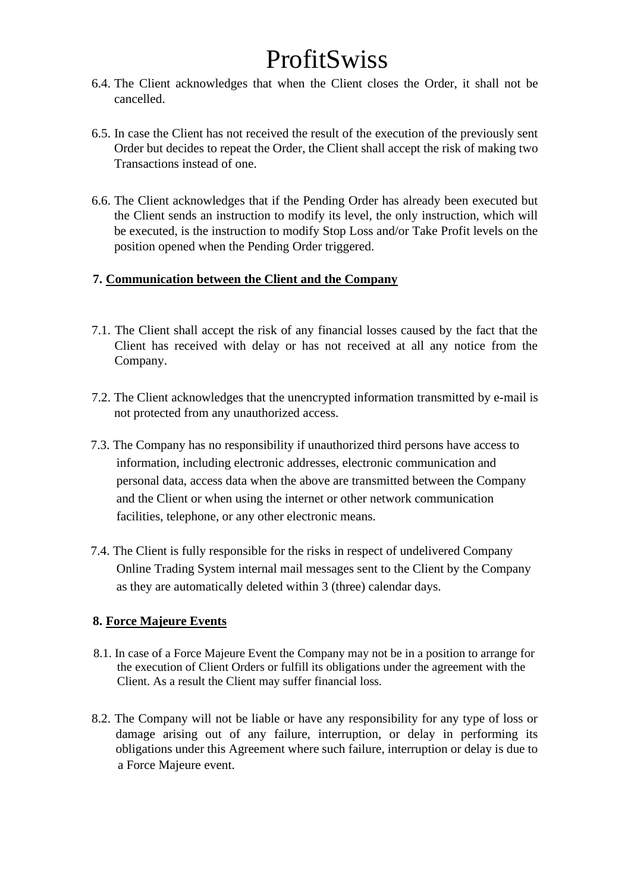6.4. The Client acknowledges that when the Client closes the Order, it shall not be cancelled.

6.5. In case the Client has not received the result of the execution of the previously sent Order but decides to repeat the Order, the Client shall accept the risk of making two Transactions instead of one.

6.6. The Client acknowledges that if the Pending Order has already been executed but the Client sends an instruction to modify its level, the only instruction, which will be executed, is the instruction to modify Stop Loss and/or Take Profit levels on the position opened when the Pending Order triggered.

## 7. Communication between the Client and the Company

7.1. The Client shall accept the risk of any financial losses caused by the fact that the Client has received with delay or has not received at all any notice from the Company.

7.2. The Client acknowledges that the unencrypted information transmitted by e-mail is not protected from any unauthorized access.

7.3. The Company has no responsibility if unauthorized third persons have access to information, including electronic addresses, electronic communication and personal data, access data when the above are transmitted between the Company and the Client or when using the internet or other network communication facilities, telephone, or any other electronic means.

7.4. The Client is fully responsible for the risks in respect of undelivered Company Online Trading System internal mail messages sent to the Client by the Company as they are automatically deleted within 3 (three) calendar days.

## 8. Force Majeure Events

8.1. In case of a Force Majeure Event the Company may not be in a position to arrange for the execution of Client Orders or fulfill its obligations under the agreement with the Client. As a result the Client may suffer financial loss.

8.2. The Company will not be liable or have any responsibility for any type of loss or damage arising out of any failure, interruption, or delay in performing its obligations under this Agreement where such failure, interruption or delay is due to a Force Majeure event.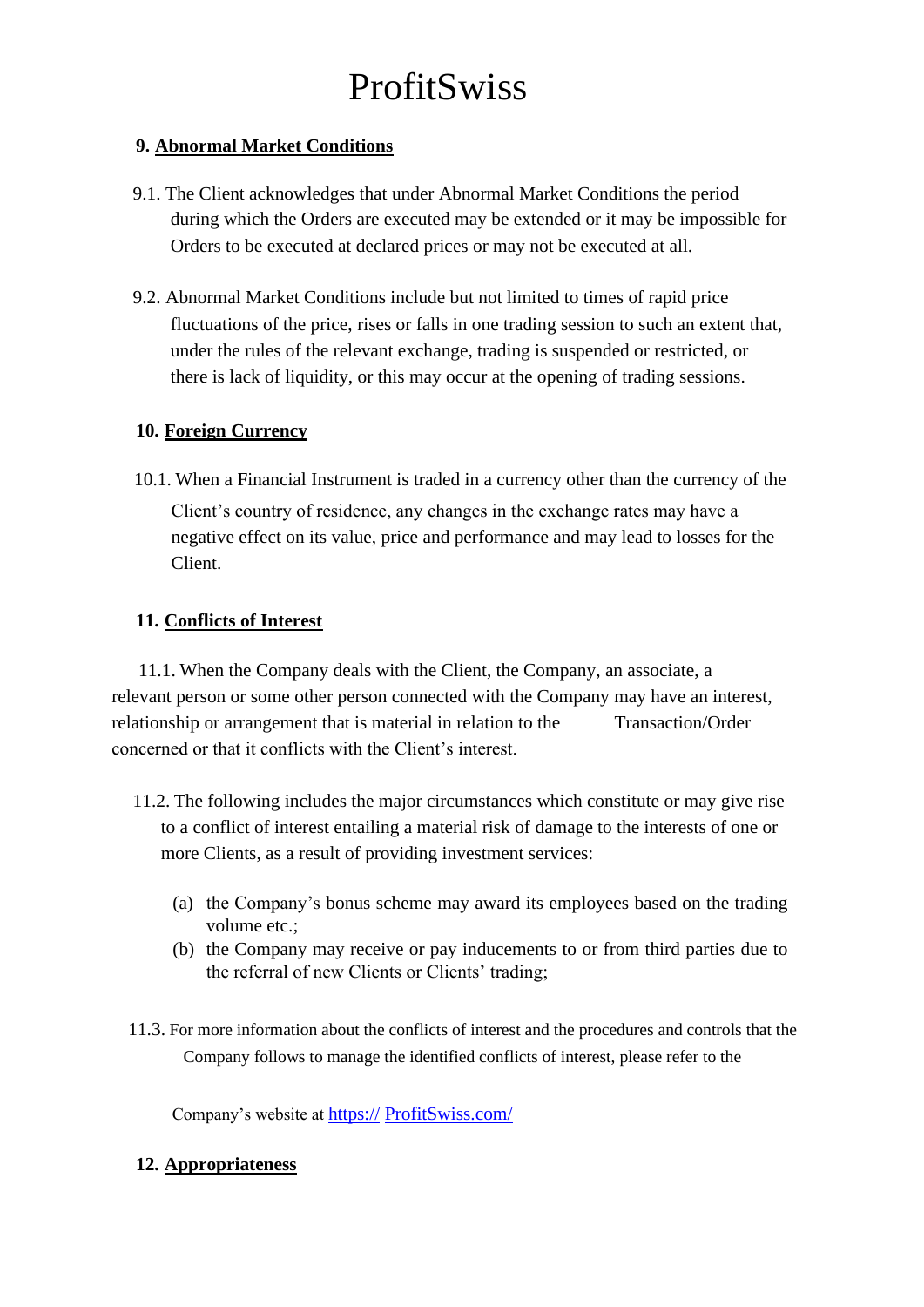# ProfitSwiss

## 9. Abnormal Market Conditions

9.1. The Client acknowledges that under Abnormal Market Conditions the period during which the Orders are executed may be extended or it may be impossible for Orders to be executed at declared prices or may not be executed at all.

9.2. Abnormal Market Conditions include but not limited to times of rapid price fluctuations of the price, rises or falls in one trading session to such an extent that, under the rules of the relevant exchange, trading is suspended or restricted, or there is lack of liquidity, or this may occur at the opening of trading sessions.

## 10. Foreign Currency

10.1. When a Financial Instrument is traded in a currency other than the currency of the Client's country of residence, any changes in the exchange rates may have a negative effect on its value, price and performance and may lead to losses for the Client.

## 11. Conflicts of Interest

11.1. When the Company deals with the Client, the Company, an associate, a relevant person or some other person connected with the Company may have an interest, relationship or arrangement that is material in relation to the Transaction/Order concerned or that it conflicts with the Client's interest.

11.2. The following includes the major circumstances which constitute or may give rise to a conflict of interest entailing a material risk of damage to the interests of one or more Clients, as a result of providing investment services:

(a) the Company's bonus scheme may award its employees based on the trading volume etc.;
(b) the Company may receive or pay inducements to or from third parties due to the referral of new Clients or Clients' trading;

11.3. For more information about the conflicts of interest and the procedures and controls that the Company follows to manage the identified conflicts of interest, please refer to the Company's website at https:// ProfitSwiss.com/

## 12. Appropriateness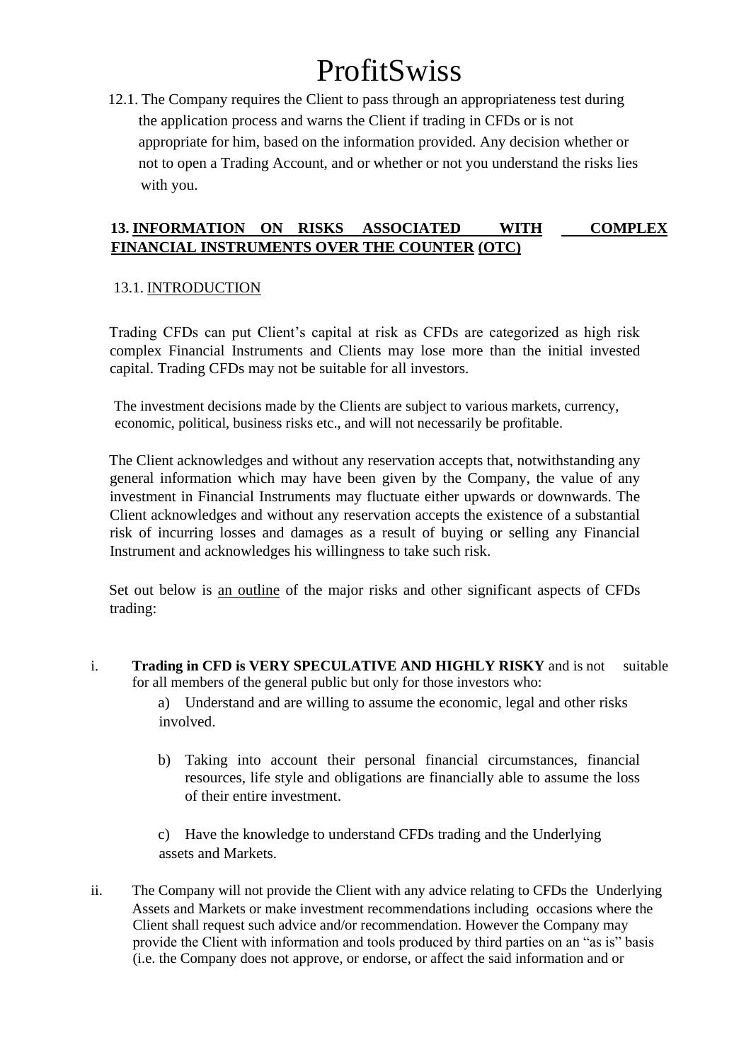# ProfitSwiss

12.1. The Company requires the Client to pass through an appropriateness test during the application process and warns the Client if trading in CFDs or is not appropriate for him, based on the information provided. Any decision whether or not to open a Trading Account, and or whether or not you understand the risks lies with you.

## 13. <u>INFORMATION ON RISKS ASSOCIATED WITH COMPLEX FINANCIAL INSTRUMENTS OVER THE COUNTER</u> <u>(OTC)</u>

### 13.1. <u>INTRODUCTION</u>

Trading CFDs can put Client's capital at risk as CFDs are categorized as high risk complex Financial Instruments and Clients may lose more than the initial invested capital. Trading CFDs may not be suitable for all investors.

The investment decisions made by the Clients are subject to various markets, currency, economic, political, business risks etc., and will not necessarily be profitable.

The Client acknowledges and without any reservation accepts that, notwithstanding any general information which may have been given by the Company, the value of any investment in Financial Instruments may fluctuate either upwards or downwards. The Client acknowledges and without any reservation accepts the existence of a substantial risk of incurring losses and damages as a result of buying or selling any Financial Instrument and acknowledges his willingness to take such risk.

Set out below is <u>an outline</u> of the major risks and other significant aspects of CFDs trading:

i. **Trading in CFD is VERY SPECULATIVE AND HIGHLY RISKY** and is not suitable for all members of the general public but only for those investors who:

   a) Understand and are willing to assume the economic, legal and other risks involved.

   b) Taking into account their personal financial circumstances, financial resources, life style and obligations are financially able to assume the loss of their entire investment.

   c) Have the knowledge to understand CFDs trading and the Underlying assets and Markets.

ii. The Company will not provide the Client with any advice relating to CFDs the Underlying Assets and Markets or make investment recommendations including occasions where the Client shall request such advice and/or recommendation. However the Company may provide the Client with information and tools produced by third parties on an "as is" basis (i.e. the Company does not approve, or endorse, or affect the said information and or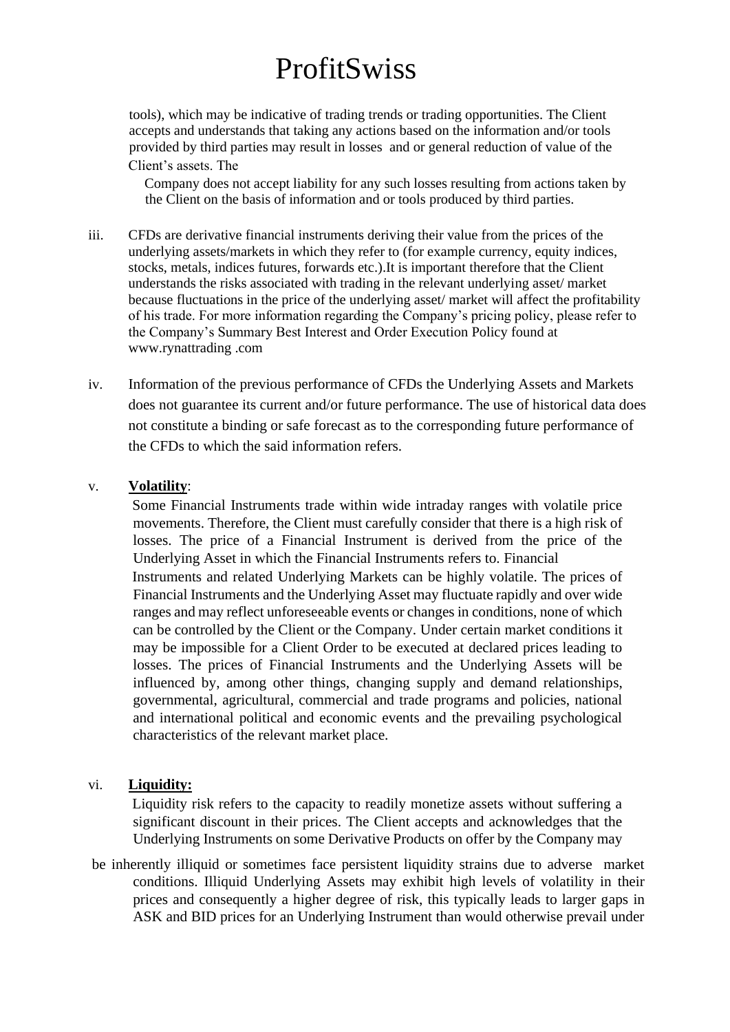tools), which may be indicative of trading trends or trading opportunities. The Client accepts and understands that taking any actions based on the information and/or tools provided by third parties may result in losses and or general reduction of value of the Client's assets. The Company does not accept liability for any such losses resulting from actions taken by the Client on the basis of information and or tools produced by third parties.

iii. CFDs are derivative financial instruments deriving their value from the prices of the underlying assets/markets in which they refer to (for example currency, equity indices, stocks, metals, indices futures, forwards etc.).It is important therefore that the Client understands the risks associated with trading in the relevant underlying asset/ market because fluctuations in the price of the underlying asset/ market will affect the profitability of his trade. For more information regarding the Company's pricing policy, please refer to the Company's Summary Best Interest and Order Execution Policy found at www.rynattrading .com

iv. Information of the previous performance of CFDs the Underlying Assets and Markets does not guarantee its current and/or future performance. The use of historical data does not constitute a binding or safe forecast as to the corresponding future performance of the CFDs to which the said information refers.

v. **Volatility**:

Some Financial Instruments trade within wide intraday ranges with volatile price movements. Therefore, the Client must carefully consider that there is a high risk of losses. The price of a Financial Instrument is derived from the price of the Underlying Asset in which the Financial Instruments refers to. Financial Instruments and related Underlying Markets can be highly volatile. The prices of Financial Instruments and the Underlying Asset may fluctuate rapidly and over wide ranges and may reflect unforeseeable events or changes in conditions, none of which can be controlled by the Client or the Company. Under certain market conditions it may be impossible for a Client Order to be executed at declared prices leading to losses. The prices of Financial Instruments and the Underlying Assets will be influenced by, among other things, changing supply and demand relationships, governmental, agricultural, commercial and trade programs and policies, national and international political and economic events and the prevailing psychological characteristics of the relevant market place.

vi. **Liquidity:**

Liquidity risk refers to the capacity to readily monetize assets without suffering a significant discount in their prices. The Client accepts and acknowledges that the Underlying Instruments on some Derivative Products on offer by the Company may be inherently illiquid or sometimes face persistent liquidity strains due to adverse market conditions. Illiquid Underlying Assets may exhibit high levels of volatility in their prices and consequently a higher degree of risk, this typically leads to larger gaps in ASK and BID prices for an Underlying Instrument than would otherwise prevail under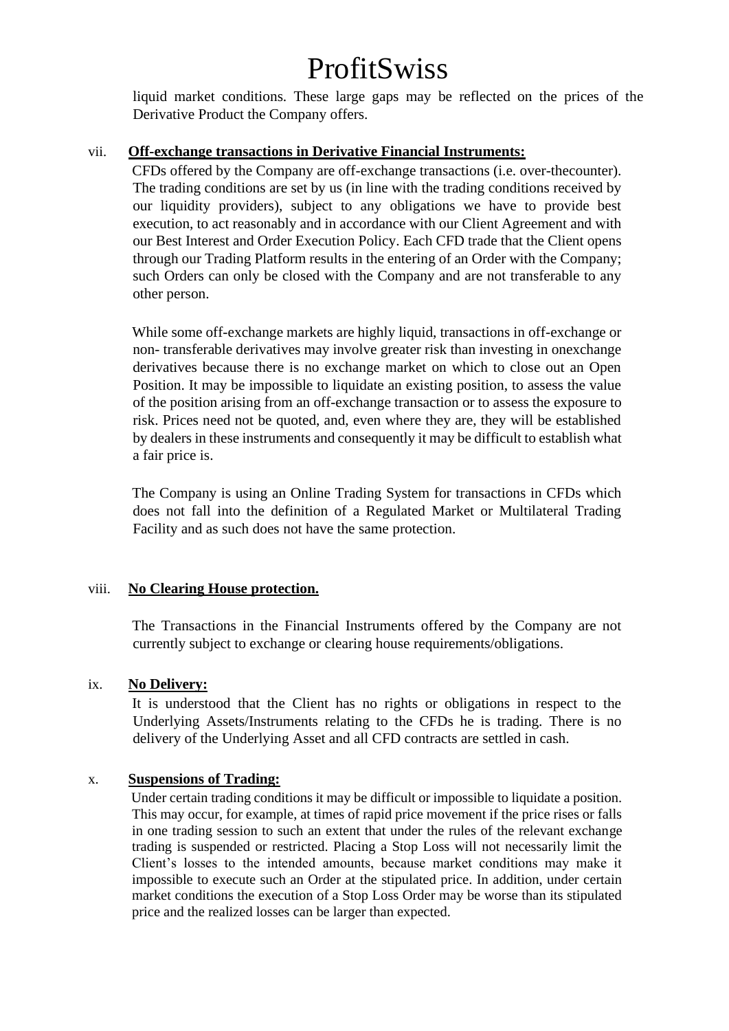liquid market conditions. These large gaps may be reflected on the prices of the Derivative Product the Company offers.

vii. **Off-exchange transactions in Derivative Financial Instruments:**

CFDs offered by the Company are off-exchange transactions (i.e. over-thecounter). The trading conditions are set by us (in line with the trading conditions received by our liquidity providers), subject to any obligations we have to provide best execution, to act reasonably and in accordance with our Client Agreement and with our Best Interest and Order Execution Policy. Each CFD trade that the Client opens through our Trading Platform results in the entering of an Order with the Company; such Orders can only be closed with the Company and are not transferable to any other person.

While some off-exchange markets are highly liquid, transactions in off-exchange or non- transferable derivatives may involve greater risk than investing in onexchange derivatives because there is no exchange market on which to close out an Open Position. It may be impossible to liquidate an existing position, to assess the value of the position arising from an off-exchange transaction or to assess the exposure to risk. Prices need not be quoted, and, even where they are, they will be established by dealers in these instruments and consequently it may be difficult to establish what a fair price is.

The Company is using an Online Trading System for transactions in CFDs which does not fall into the definition of a Regulated Market or Multilateral Trading Facility and as such does not have the same protection.

viii. **No Clearing House protection.**

The Transactions in the Financial Instruments offered by the Company are not currently subject to exchange or clearing house requirements/obligations.

ix. **No Delivery:**

It is understood that the Client has no rights or obligations in respect to the Underlying Assets/Instruments relating to the CFDs he is trading. There is no delivery of the Underlying Asset and all CFD contracts are settled in cash.

x. **Suspensions of Trading:**

Under certain trading conditions it may be difficult or impossible to liquidate a position. This may occur, for example, at times of rapid price movement if the price rises or falls in one trading session to such an extent that under the rules of the relevant exchange trading is suspended or restricted. Placing a Stop Loss will not necessarily limit the Client's losses to the intended amounts, because market conditions may make it impossible to execute such an Order at the stipulated price. In addition, under certain market conditions the execution of a Stop Loss Order may be worse than its stipulated price and the realized losses can be larger than expected.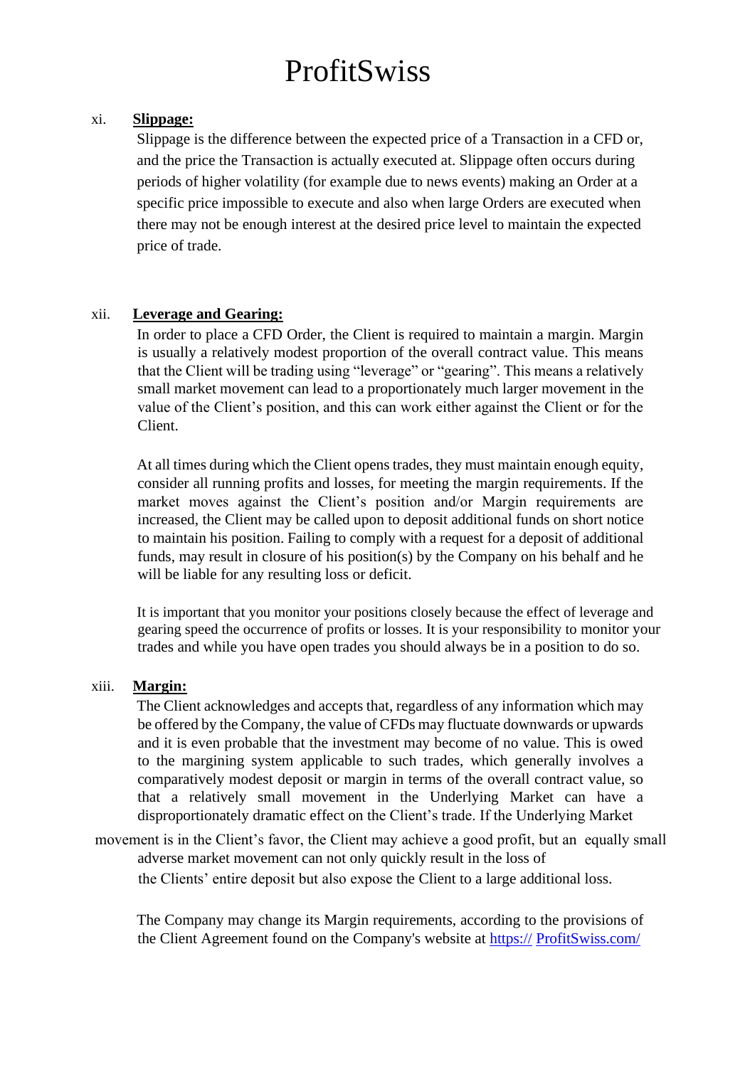# ProfitSwiss

xi. **Slippage:**

Slippage is the difference between the expected price of a Transaction in a CFD or, and the price the Transaction is actually executed at. Slippage often occurs during periods of higher volatility (for example due to news events) making an Order at a specific price impossible to execute and also when large Orders are executed when there may not be enough interest at the desired price level to maintain the expected price of trade.

xii. **Leverage and Gearing:**

In order to place a CFD Order, the Client is required to maintain a margin. Margin is usually a relatively modest proportion of the overall contract value. This means that the Client will be trading using "leverage" or "gearing". This means a relatively small market movement can lead to a proportionately much larger movement in the value of the Client's position, and this can work either against the Client or for the Client.

At all times during which the Client opens trades, they must maintain enough equity, consider all running profits and losses, for meeting the margin requirements. If the market moves against the Client's position and/or Margin requirements are increased, the Client may be called upon to deposit additional funds on short notice to maintain his position. Failing to comply with a request for a deposit of additional funds, may result in closure of his position(s) by the Company on his behalf and he will be liable for any resulting loss or deficit.

It is important that you monitor your positions closely because the effect of leverage and gearing speed the occurrence of profits or losses. It is your responsibility to monitor your trades and while you have open trades you should always be in a position to do so.

xiii. **Margin:**

The Client acknowledges and accepts that, regardless of any information which may be offered by the Company, the value of CFDs may fluctuate downwards or upwards and it is even probable that the investment may become of no value. This is owed to the margining system applicable to such trades, which generally involves a comparatively modest deposit or margin in terms of the overall contract value, so that a relatively small movement in the Underlying Market can have a disproportionately dramatic effect on the Client's trade. If the Underlying Market movement is in the Client's favor, the Client may achieve a good profit, but an equally small adverse market movement can not only quickly result in the loss of the Clients' entire deposit but also expose the Client to a large additional loss.

The Company may change its Margin requirements, according to the provisions of the Client Agreement found on the Company's website at [https:// ProfitSwiss.com/](https://ProfitSwiss.com/)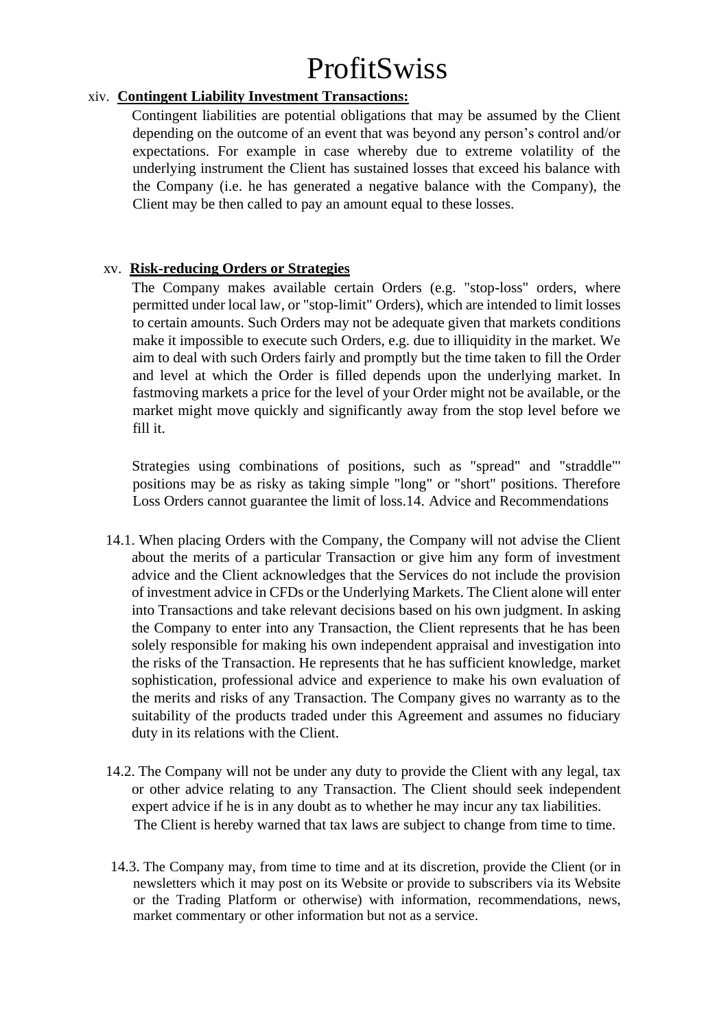xiv. **Contingent Liability Investment Transactions:**

Contingent liabilities are potential obligations that may be assumed by the Client depending on the outcome of an event that was beyond any person's control and/or expectations. For example in case whereby due to extreme volatility of the underlying instrument the Client has sustained losses that exceed his balance with the Company (i.e. he has generated a negative balance with the Company), the Client may be then called to pay an amount equal to these losses.

xv. **Risk-reducing Orders or Strategies**

The Company makes available certain Orders (e.g. "stop-loss" orders, where permitted under local law, or "stop-limit" Orders), which are intended to limit losses to certain amounts. Such Orders may not be adequate given that markets conditions make it impossible to execute such Orders, e.g. due to illiquidity in the market. We aim to deal with such Orders fairly and promptly but the time taken to fill the Order and level at which the Order is filled depends upon the underlying market. In fastmoving markets a price for the level of your Order might not be available, or the market might move quickly and significantly away from the stop level before we fill it.

Strategies using combinations of positions, such as "spread" and "straddle"' positions may be as risky as taking simple "long" or "short" positions. Therefore Loss Orders cannot guarantee the limit of loss.

## 14. Advice and Recommendations

14.1. When placing Orders with the Company, the Company will not advise the Client about the merits of a particular Transaction or give him any form of investment advice and the Client acknowledges that the Services do not include the provision of investment advice in CFDs or the Underlying Markets. The Client alone will enter into Transactions and take relevant decisions based on his own judgment. In asking the Company to enter into any Transaction, the Client represents that he has been solely responsible for making his own independent appraisal and investigation into the risks of the Transaction. He represents that he has sufficient knowledge, market sophistication, professional advice and experience to make his own evaluation of the merits and risks of any Transaction. The Company gives no warranty as to the suitability of the products traded under this Agreement and assumes no fiduciary duty in its relations with the Client.

14.2. The Company will not be under any duty to provide the Client with any legal, tax or other advice relating to any Transaction. The Client should seek independent expert advice if he is in any doubt as to whether he may incur any tax liabilities. The Client is hereby warned that tax laws are subject to change from time to time.

14.3. The Company may, from time to time and at its discretion, provide the Client (or in newsletters which it may post on its Website or provide to subscribers via its Website or the Trading Platform or otherwise) with information, recommendations, news, market commentary or other information but not as a service.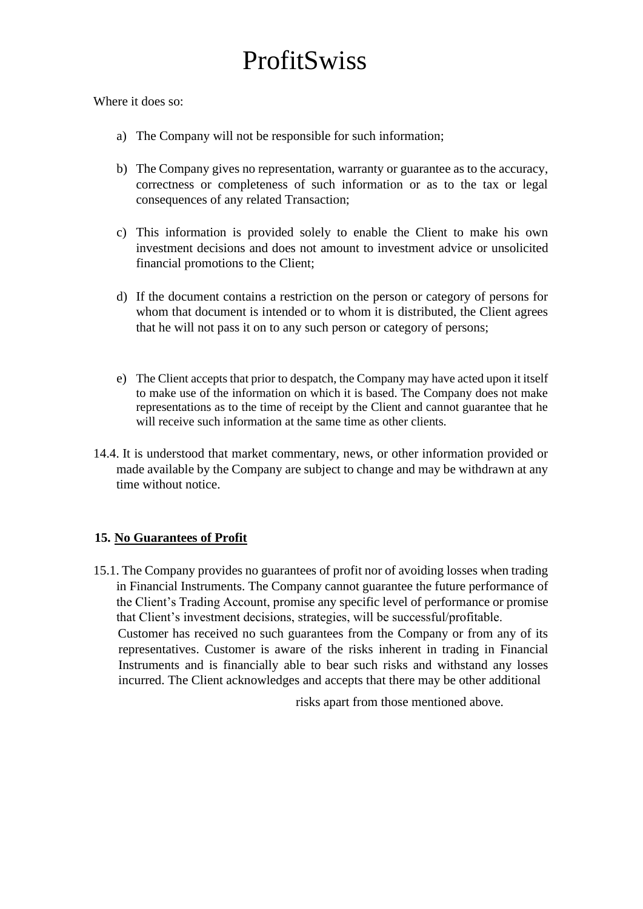Where it does so:

a) The Company will not be responsible for such information;

b) The Company gives no representation, warranty or guarantee as to the accuracy, correctness or completeness of such information or as to the tax or legal consequences of any related Transaction;

c) This information is provided solely to enable the Client to make his own investment decisions and does not amount to investment advice or unsolicited financial promotions to the Client;

d) If the document contains a restriction on the person or category of persons for whom that document is intended or to whom it is distributed, the Client agrees that he will not pass it on to any such person or category of persons;

e) The Client accepts that prior to despatch, the Company may have acted upon it itself to make use of the information on which it is based. The Company does not make representations as to the time of receipt by the Client and cannot guarantee that he will receive such information at the same time as other clients.

14.4. It is understood that market commentary, news, or other information provided or made available by the Company are subject to change and may be withdrawn at any time without notice.

## 15. No Guarantees of Profit

15.1. The Company provides no guarantees of profit nor of avoiding losses when trading in Financial Instruments. The Company cannot guarantee the future performance of the Client's Trading Account, promise any specific level of performance or promise that Client's investment decisions, strategies, will be successful/profitable. Customer has received no such guarantees from the Company or from any of its representatives. Customer is aware of the risks inherent in trading in Financial Instruments and is financially able to bear such risks and withstand any losses incurred. The Client acknowledges and accepts that there may be other additional risks apart from those mentioned above.